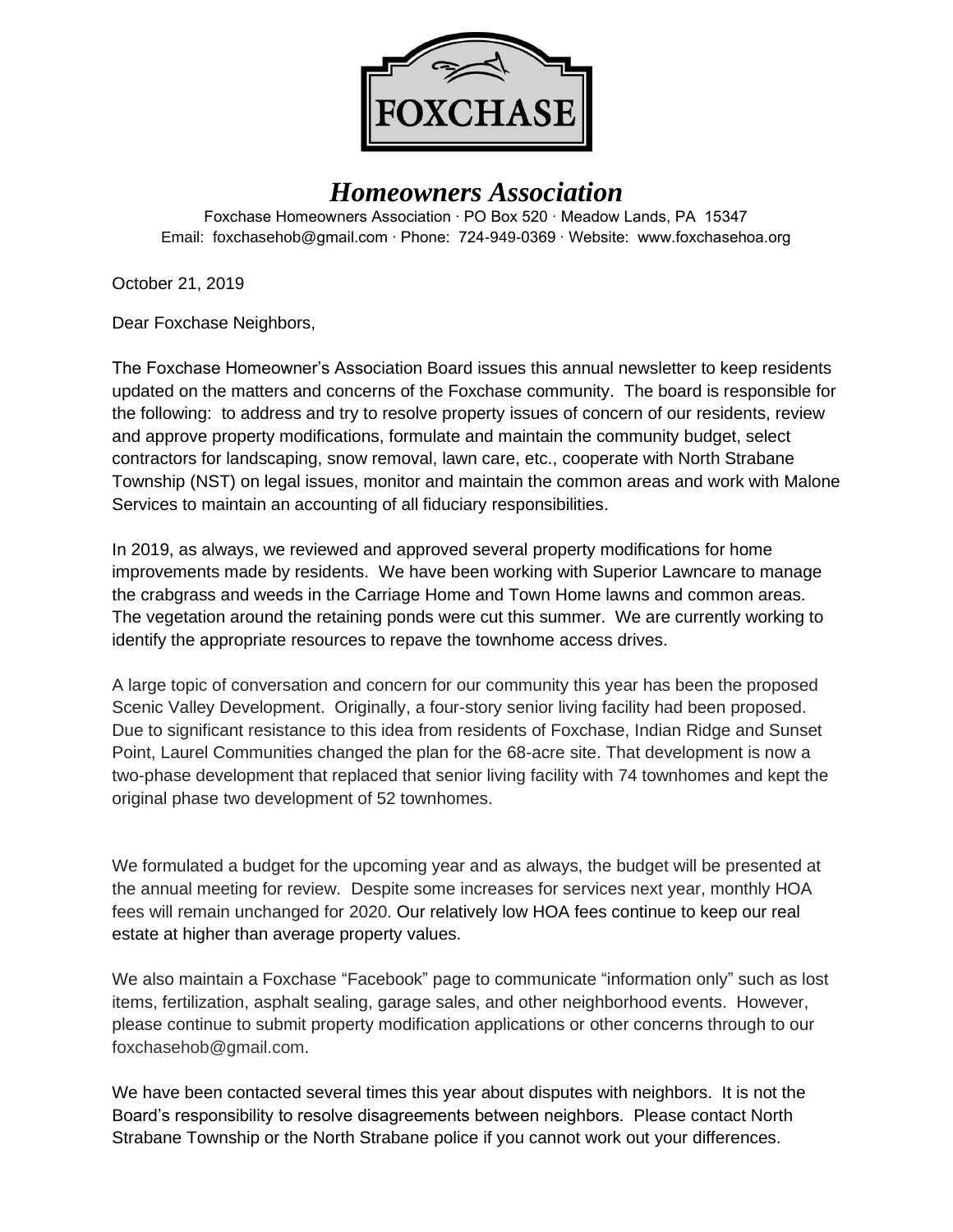# FOXCHASE

## *Homeowners Association*

Foxchase Homeowners Association · PO Box 520 · Meadow Lands, PA 15347
Email: foxchasehob@gmail.com · Phone: 724-949-0369 · Website: www.foxchasehoa.org

October 21, 2019

Dear Foxchase Neighbors,

The Foxchase Homeowner's Association Board issues this annual newsletter to keep residents updated on the matters and concerns of the Foxchase community. The board is responsible for the following: to address and try to resolve property issues of concern of our residents, review and approve property modifications, formulate and maintain the community budget, select contractors for landscaping, snow removal, lawn care, etc., cooperate with North Strabane Township (NST) on legal issues, monitor and maintain the common areas and work with Malone Services to maintain an accounting of all fiduciary responsibilities.

In 2019, as always, we reviewed and approved several property modifications for home improvements made by residents. We have been working with Superior Lawncare to manage the crabgrass and weeds in the Carriage Home and Town Home lawns and common areas. The vegetation around the retaining ponds were cut this summer. We are currently working to identify the appropriate resources to repave the townhome access drives.

A large topic of conversation and concern for our community this year has been the proposed Scenic Valley Development. Originally, a four-story senior living facility had been proposed. Due to significant resistance to this idea from residents of Foxchase, Indian Ridge and Sunset Point, Laurel Communities changed the plan for the 68-acre site. That development is now a two-phase development that replaced that senior living facility with 74 townhomes and kept the original phase two development of 52 townhomes.

We formulated a budget for the upcoming year and as always, the budget will be presented at the annual meeting for review. Despite some increases for services next year, monthly HOA fees will remain unchanged for 2020. Our relatively low HOA fees continue to keep our real estate at higher than average property values.

We also maintain a Foxchase "Facebook" page to communicate "information only" such as lost items, fertilization, asphalt sealing, garage sales, and other neighborhood events. However, please continue to submit property modification applications or other concerns through to our foxchasehob@gmail.com.

We have been contacted several times this year about disputes with neighbors. It is not the Board's responsibility to resolve disagreements between neighbors. Please contact North Strabane Township or the North Strabane police if you cannot work out your differences.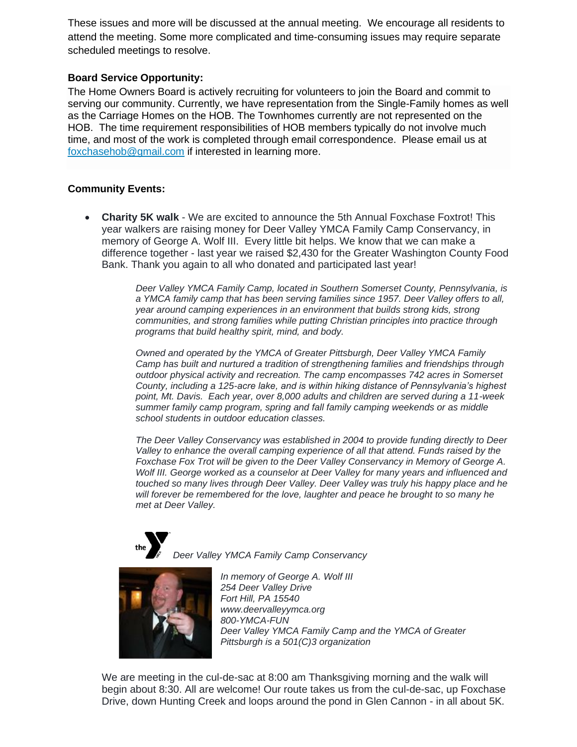These issues and more will be discussed at the annual meeting. We encourage all residents to attend the meeting. Some more complicated and time-consuming issues may require separate scheduled meetings to resolve.

**Board Service Opportunity:**

The Home Owners Board is actively recruiting for volunteers to join the Board and commit to serving our community. Currently, we have representation from the Single-Family homes as well as the Carriage Homes on the HOB. The Townhomes currently are not represented on the HOB. The time requirement responsibilities of HOB members typically do not involve much time, and most of the work is completed through email correspondence. Please email us at foxchasehob@gmail.com if interested in learning more.

**Community Events:**

- **Charity 5K walk** - We are excited to announce the 5th Annual Foxchase Foxtrot! This year walkers are raising money for Deer Valley YMCA Family Camp Conservancy, in memory of George A. Wolf III. Every little bit helps. We know that we can make a difference together - last year we raised $2,430 for the Greater Washington County Food Bank. Thank you again to all who donated and participated last year!

  *Deer Valley YMCA Family Camp, located in Southern Somerset County, Pennsylvania, is a YMCA family camp that has been serving families since 1957. Deer Valley offers to all, year around camping experiences in an environment that builds strong kids, strong communities, and strong families while putting Christian principles into practice through programs that build healthy spirit, mind, and body.*

  *Owned and operated by the YMCA of Greater Pittsburgh, Deer Valley YMCA Family Camp has built and nurtured a tradition of strengthening families and friendships through outdoor physical activity and recreation. The camp encompasses 742 acres in Somerset County, including a 125-acre lake, and is within hiking distance of Pennsylvania's highest point, Mt. Davis. Each year, over 8,000 adults and children are served during a 11-week summer family camp program, spring and fall family camping weekends or as middle school students in outdoor education classes.*

  *The Deer Valley Conservancy was established in 2004 to provide funding directly to Deer Valley to enhance the overall camping experience of all that attend. Funds raised by the Foxchase Fox Trot will be given to the Deer Valley Conservancy in Memory of George A. Wolf III. George worked as a counselor at Deer Valley for many years and influenced and touched so many lives through Deer Valley. Deer Valley was truly his happy place and he will forever be remembered for the love, laughter and peace he brought to so many he met at Deer Valley.*

  *Deer Valley YMCA Family Camp Conservancy*

  *In memory of George A. Wolf III*
  *254 Deer Valley Drive*
  *Fort Hill, PA 15540*
  *www.deervalleyymca.org*
  *800-YMCA-FUN*
  *Deer Valley YMCA Family Camp and the YMCA of Greater Pittsburgh is a 501(C)3 organization*

  We are meeting in the cul-de-sac at 8:00 am Thanksgiving morning and the walk will begin about 8:30. All are welcome! Our route takes us from the cul-de-sac, up Foxchase Drive, down Hunting Creek and loops around the pond in Glen Cannon - in all about 5K.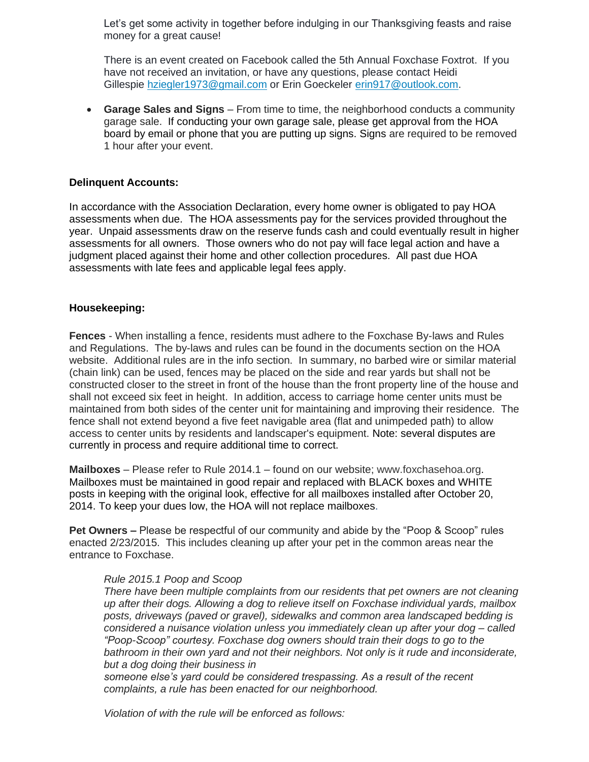Let's get some activity in together before indulging in our Thanksgiving feasts and raise money for a great cause!

There is an event created on Facebook called the 5th Annual Foxchase Foxtrot. If you have not received an invitation, or have any questions, please contact Heidi Gillespie hziegler1973@gmail.com or Erin Goeckeler erin917@outlook.com.

- **Garage Sales and Signs** – From time to time, the neighborhood conducts a community garage sale. If conducting your own garage sale, please get approval from the HOA board by email or phone that you are putting up signs. Signs are required to be removed 1 hour after your event.

**Delinquent Accounts:**

In accordance with the Association Declaration, every home owner is obligated to pay HOA assessments when due. The HOA assessments pay for the services provided throughout the year. Unpaid assessments draw on the reserve funds cash and could eventually result in higher assessments for all owners. Those owners who do not pay will face legal action and have a judgment placed against their home and other collection procedures. All past due HOA assessments with late fees and applicable legal fees apply.

**Housekeeping:**

**Fences** - When installing a fence, residents must adhere to the Foxchase By-laws and Rules and Regulations. The by-laws and rules can be found in the documents section on the HOA website. Additional rules are in the info section. In summary, no barbed wire or similar material (chain link) can be used, fences may be placed on the side and rear yards but shall not be constructed closer to the street in front of the house than the front property line of the house and shall not exceed six feet in height. In addition, access to carriage home center units must be maintained from both sides of the center unit for maintaining and improving their residence. The fence shall not extend beyond a five feet navigable area (flat and unimpeded path) to allow access to center units by residents and landscaper's equipment. Note: several disputes are currently in process and require additional time to correct.

**Mailboxes** – Please refer to Rule 2014.1 – found on our website; www.foxchasehoa.org. Mailboxes must be maintained in good repair and replaced with BLACK boxes and WHITE posts in keeping with the original look, effective for all mailboxes installed after October 20, 2014. To keep your dues low, the HOA will not replace mailboxes.

**Pet Owners –** Please be respectful of our community and abide by the "Poop & Scoop" rules enacted 2/23/2015. This includes cleaning up after your pet in the common areas near the entrance to Foxchase.

> *Rule 2015.1 Poop and Scoop*
> *There have been multiple complaints from our residents that pet owners are not cleaning up after their dogs. Allowing a dog to relieve itself on Foxchase individual yards, mailbox posts, driveways (paved or gravel), sidewalks and common area landscaped bedding is considered a nuisance violation unless you immediately clean up after your dog – called "Poop-Scoop" courtesy. Foxchase dog owners should train their dogs to go to the bathroom in their own yard and not their neighbors. Not only is it rude and inconsiderate, but a dog doing their business in someone else's yard could be considered trespassing. As a result of the recent complaints, a rule has been enacted for our neighborhood.*
>
> *Violation of with the rule will be enforced as follows:*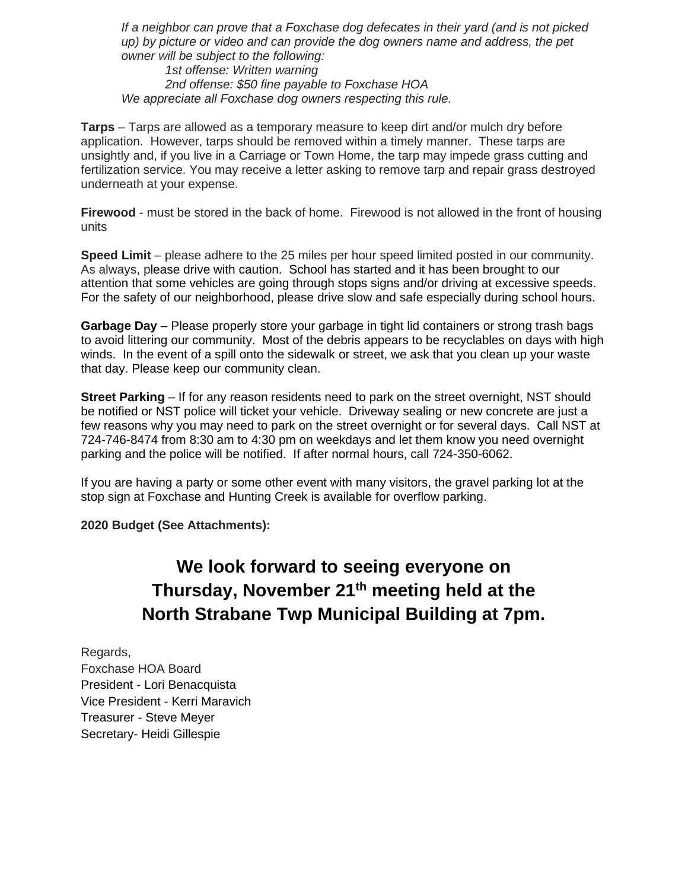*If a neighbor can prove that a Foxchase dog defecates in their yard (and is not picked up) by picture or video and can provide the dog owners name and address, the pet owner will be subject to the following:*

*1st offense: Written warning*

*2nd offense: $50 fine payable to Foxchase HOA*

*We appreciate all Foxchase dog owners respecting this rule.*

**Tarps** – Tarps are allowed as a temporary measure to keep dirt and/or mulch dry before application. However, tarps should be removed within a timely manner. These tarps are unsightly and, if you live in a Carriage or Town Home, the tarp may impede grass cutting and fertilization service. You may receive a letter asking to remove tarp and repair grass destroyed underneath at your expense.

**Firewood** - must be stored in the back of home. Firewood is not allowed in the front of housing units

**Speed Limit** – please adhere to the 25 miles per hour speed limited posted in our community. As always, please drive with caution. School has started and it has been brought to our attention that some vehicles are going through stops signs and/or driving at excessive speeds. For the safety of our neighborhood, please drive slow and safe especially during school hours.

**Garbage Day** – Please properly store your garbage in tight lid containers or strong trash bags to avoid littering our community. Most of the debris appears to be recyclables on days with high winds. In the event of a spill onto the sidewalk or street, we ask that you clean up your waste that day. Please keep our community clean.

**Street Parking** – If for any reason residents need to park on the street overnight, NST should be notified or NST police will ticket your vehicle. Driveway sealing or new concrete are just a few reasons why you may need to park on the street overnight or for several days. Call NST at 724-746-8474 from 8:30 am to 4:30 pm on weekdays and let them know you need overnight parking and the police will be notified. If after normal hours, call 724-350-6062.

If you are having a party or some other event with many visitors, the gravel parking lot at the stop sign at Foxchase and Hunting Creek is available for overflow parking.

**2020 Budget (See Attachments):**

## We look forward to seeing everyone on Thursday, November 21th meeting held at the North Strabane Twp Municipal Building at 7pm.

Regards,
Foxchase HOA Board
President - Lori Benacquista
Vice President - Kerri Maravich
Treasurer - Steve Meyer
Secretary- Heidi Gillespie